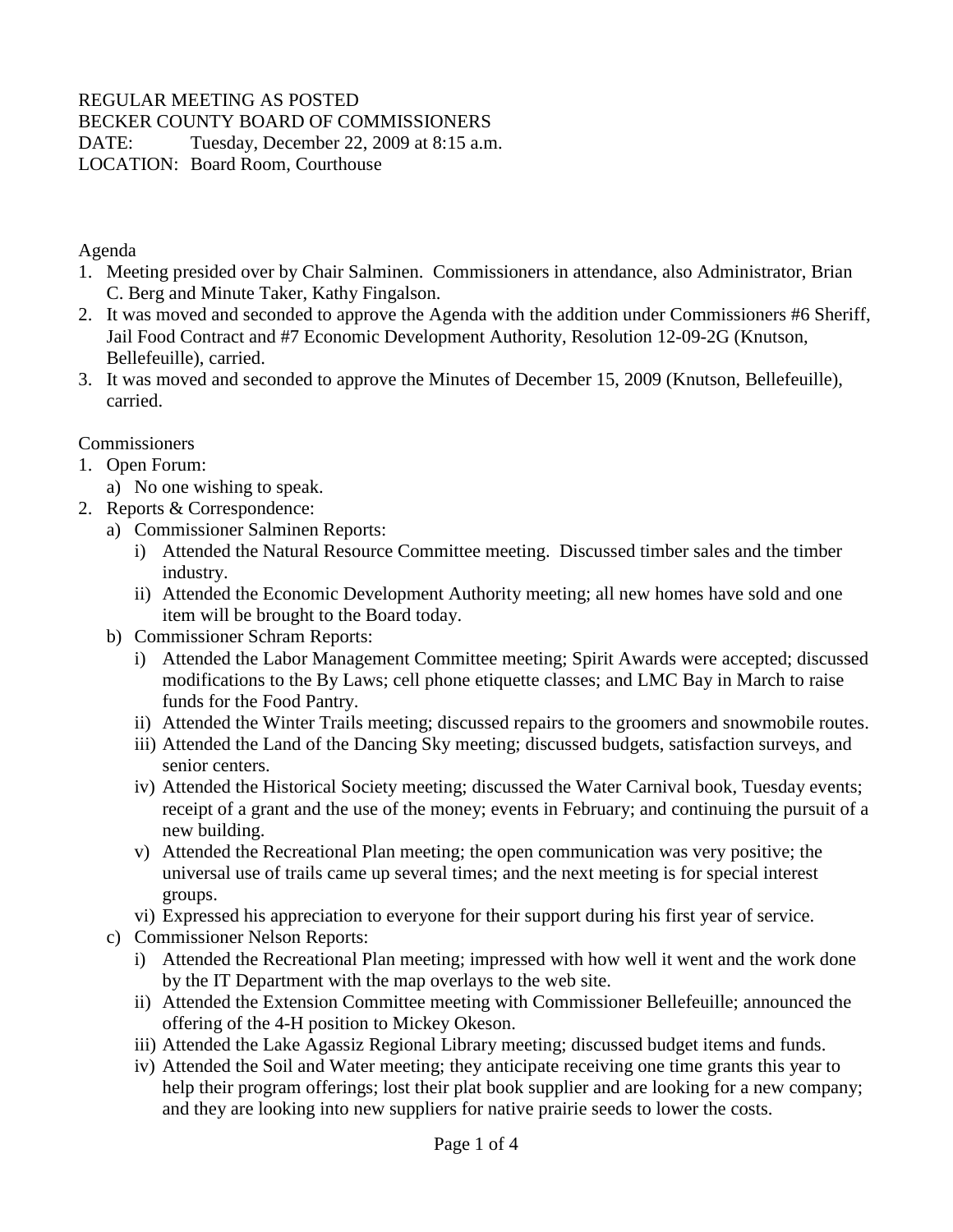REGULAR MEETING AS POSTED
BECKER COUNTY BOARD OF COMMISSIONERS
DATE: Tuesday, December 22, 2009 at 8:15 a.m.
LOCATION: Board Room, Courthouse

Agenda

1. Meeting presided over by Chair Salminen. Commissioners in attendance, also Administrator, Brian C. Berg and Minute Taker, Kathy Fingalson.
2. It was moved and seconded to approve the Agenda with the addition under Commissioners #6 Sheriff, Jail Food Contract and #7 Economic Development Authority, Resolution 12-09-2G (Knutson, Bellefeuille), carried.
3. It was moved and seconded to approve the Minutes of December 15, 2009 (Knutson, Bellefeuille), carried.

Commissioners

1. Open Forum:
   a) No one wishing to speak.
2. Reports & Correspondence:
   a) Commissioner Salminen Reports:
      i) Attended the Natural Resource Committee meeting. Discussed timber sales and the timber industry.
      ii) Attended the Economic Development Authority meeting; all new homes have sold and one item will be brought to the Board today.
   b) Commissioner Schram Reports:
      i) Attended the Labor Management Committee meeting; Spirit Awards were accepted; discussed modifications to the By Laws; cell phone etiquette classes; and LMC Bay in March to raise funds for the Food Pantry.
      ii) Attended the Winter Trails meeting; discussed repairs to the groomers and snowmobile routes.
      iii) Attended the Land of the Dancing Sky meeting; discussed budgets, satisfaction surveys, and senior centers.
      iv) Attended the Historical Society meeting; discussed the Water Carnival book, Tuesday events; receipt of a grant and the use of the money; events in February; and continuing the pursuit of a new building.
      v) Attended the Recreational Plan meeting; the open communication was very positive; the universal use of trails came up several times; and the next meeting is for special interest groups.
      vi) Expressed his appreciation to everyone for their support during his first year of service.
   c) Commissioner Nelson Reports:
      i) Attended the Recreational Plan meeting; impressed with how well it went and the work done by the IT Department with the map overlays to the web site.
      ii) Attended the Extension Committee meeting with Commissioner Bellefeuille; announced the offering of the 4-H position to Mickey Okeson.
      iii) Attended the Lake Agassiz Regional Library meeting; discussed budget items and funds.
      iv) Attended the Soil and Water meeting; they anticipate receiving one time grants this year to help their program offerings; lost their plat book supplier and are looking for a new company; and they are looking into new suppliers for native prairie seeds to lower the costs.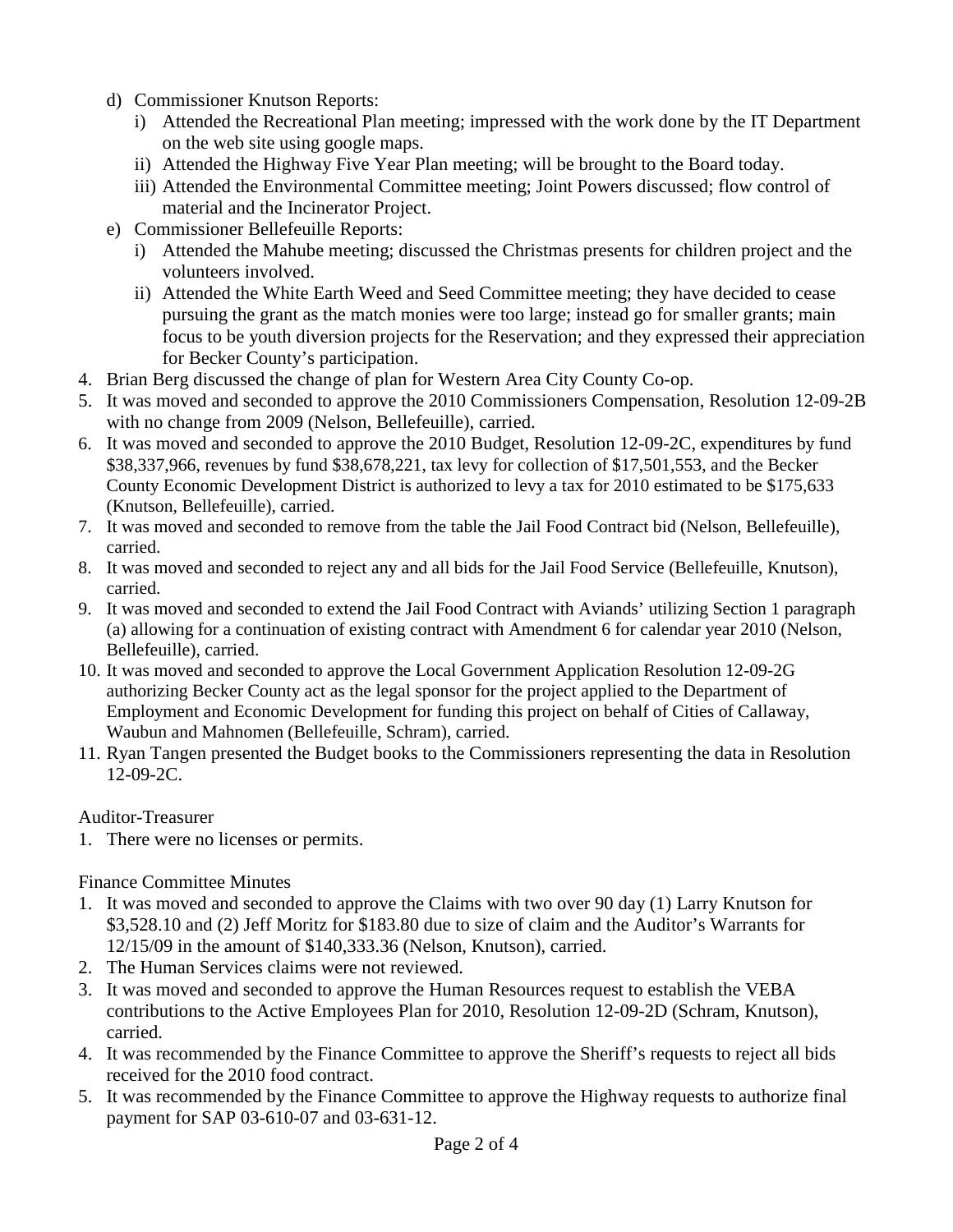d) Commissioner Knutson Reports:
   i) Attended the Recreational Plan meeting; impressed with the work done by the IT Department on the web site using google maps.
   ii) Attended the Highway Five Year Plan meeting; will be brought to the Board today.
   iii) Attended the Environmental Committee meeting; Joint Powers discussed; flow control of material and the Incinerator Project.

e) Commissioner Bellefeuille Reports:
   i) Attended the Mahube meeting; discussed the Christmas presents for children project and the volunteers involved.
   ii) Attended the White Earth Weed and Seed Committee meeting; they have decided to cease pursuing the grant as the match monies were too large; instead go for smaller grants; main focus to be youth diversion projects for the Reservation; and they expressed their appreciation for Becker County's participation.

4. Brian Berg discussed the change of plan for Western Area City County Co-op.
5. It was moved and seconded to approve the 2010 Commissioners Compensation, Resolution 12-09-2B with no change from 2009 (Nelson, Bellefeuille), carried.
6. It was moved and seconded to approve the 2010 Budget, Resolution 12-09-2C, expenditures by fund $38,337,966, revenues by fund $38,678,221, tax levy for collection of $17,501,553, and the Becker County Economic Development District is authorized to levy a tax for 2010 estimated to be $175,633 (Knutson, Bellefeuille), carried.
7. It was moved and seconded to remove from the table the Jail Food Contract bid (Nelson, Bellefeuille), carried.
8. It was moved and seconded to reject any and all bids for the Jail Food Service (Bellefeuille, Knutson), carried.
9. It was moved and seconded to extend the Jail Food Contract with Aviands' utilizing Section 1 paragraph (a) allowing for a continuation of existing contract with Amendment 6 for calendar year 2010 (Nelson, Bellefeuille), carried.
10. It was moved and seconded to approve the Local Government Application Resolution 12-09-2G authorizing Becker County act as the legal sponsor for the project applied to the Department of Employment and Economic Development for funding this project on behalf of Cities of Callaway, Waubun and Mahnomen (Bellefeuille, Schram), carried.
11. Ryan Tangen presented the Budget books to the Commissioners representing the data in Resolution 12-09-2C.

Auditor-Treasurer

1. There were no licenses or permits.

Finance Committee Minutes

1. It was moved and seconded to approve the Claims with two over 90 day (1) Larry Knutson for $3,528.10 and (2) Jeff Moritz for $183.80 due to size of claim and the Auditor's Warrants for 12/15/09 in the amount of $140,333.36 (Nelson, Knutson), carried.
2. The Human Services claims were not reviewed.
3. It was moved and seconded to approve the Human Resources request to establish the VEBA contributions to the Active Employees Plan for 2010, Resolution 12-09-2D (Schram, Knutson), carried.
4. It was recommended by the Finance Committee to approve the Sheriff's requests to reject all bids received for the 2010 food contract.
5. It was recommended by the Finance Committee to approve the Highway requests to authorize final payment for SAP 03-610-07 and 03-631-12.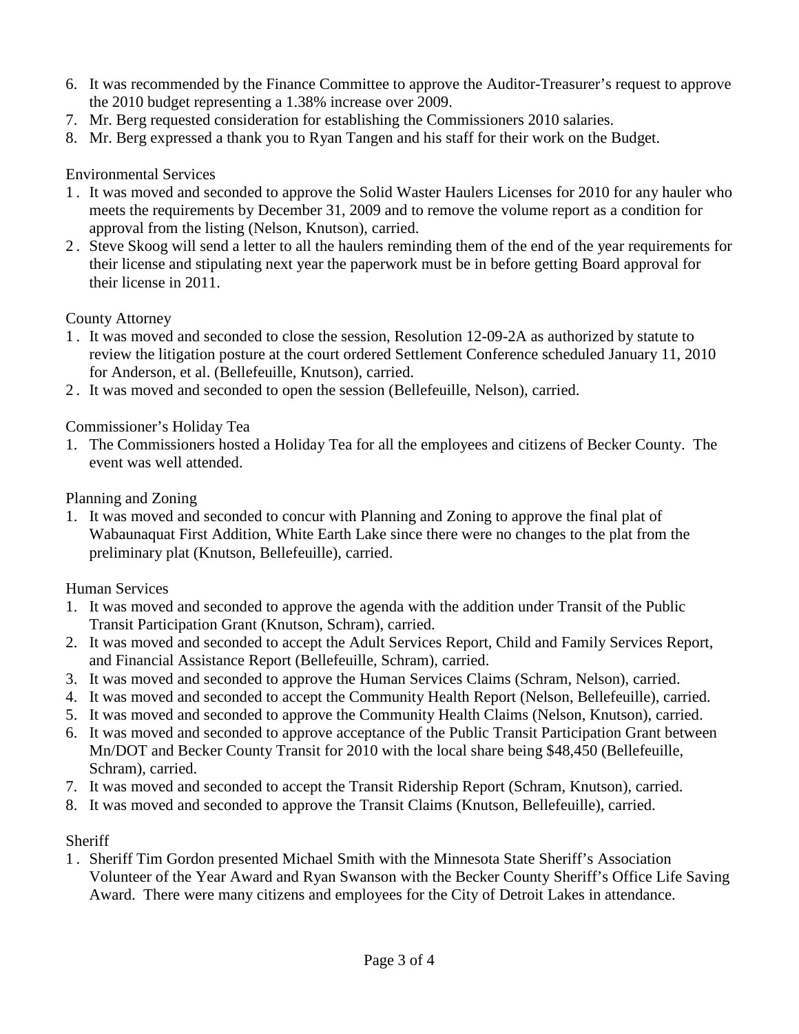6. It was recommended by the Finance Committee to approve the Auditor-Treasurer's request to approve the 2010 budget representing a 1.38% increase over 2009.
7. Mr. Berg requested consideration for establishing the Commissioners 2010 salaries.
8. Mr. Berg expressed a thank you to Ryan Tangen and his staff for their work on the Budget.

Environmental Services

1. It was moved and seconded to approve the Solid Waster Haulers Licenses for 2010 for any hauler who meets the requirements by December 31, 2009 and to remove the volume report as a condition for approval from the listing (Nelson, Knutson), carried.
2. Steve Skoog will send a letter to all the haulers reminding them of the end of the year requirements for their license and stipulating next year the paperwork must be in before getting Board approval for their license in 2011.

County Attorney

1. It was moved and seconded to close the session, Resolution 12-09-2A as authorized by statute to review the litigation posture at the court ordered Settlement Conference scheduled January 11, 2010 for Anderson, et al. (Bellefeuille, Knutson), carried.
2. It was moved and seconded to open the session (Bellefeuille, Nelson), carried.

Commissioner's Holiday Tea

1. The Commissioners hosted a Holiday Tea for all the employees and citizens of Becker County. The event was well attended.

Planning and Zoning

1. It was moved and seconded to concur with Planning and Zoning to approve the final plat of Wabaunaquat First Addition, White Earth Lake since there were no changes to the plat from the preliminary plat (Knutson, Bellefeuille), carried.

Human Services

1. It was moved and seconded to approve the agenda with the addition under Transit of the Public Transit Participation Grant (Knutson, Schram), carried.
2. It was moved and seconded to accept the Adult Services Report, Child and Family Services Report, and Financial Assistance Report (Bellefeuille, Schram), carried.
3. It was moved and seconded to approve the Human Services Claims (Schram, Nelson), carried.
4. It was moved and seconded to accept the Community Health Report (Nelson, Bellefeuille), carried.
5. It was moved and seconded to approve the Community Health Claims (Nelson, Knutson), carried.
6. It was moved and seconded to approve acceptance of the Public Transit Participation Grant between Mn/DOT and Becker County Transit for 2010 with the local share being $48,450 (Bellefeuille, Schram), carried.
7. It was moved and seconded to accept the Transit Ridership Report (Schram, Knutson), carried.
8. It was moved and seconded to approve the Transit Claims (Knutson, Bellefeuille), carried.

Sheriff

1. Sheriff Tim Gordon presented Michael Smith with the Minnesota State Sheriff's Association Volunteer of the Year Award and Ryan Swanson with the Becker County Sheriff's Office Life Saving Award. There were many citizens and employees for the City of Detroit Lakes in attendance.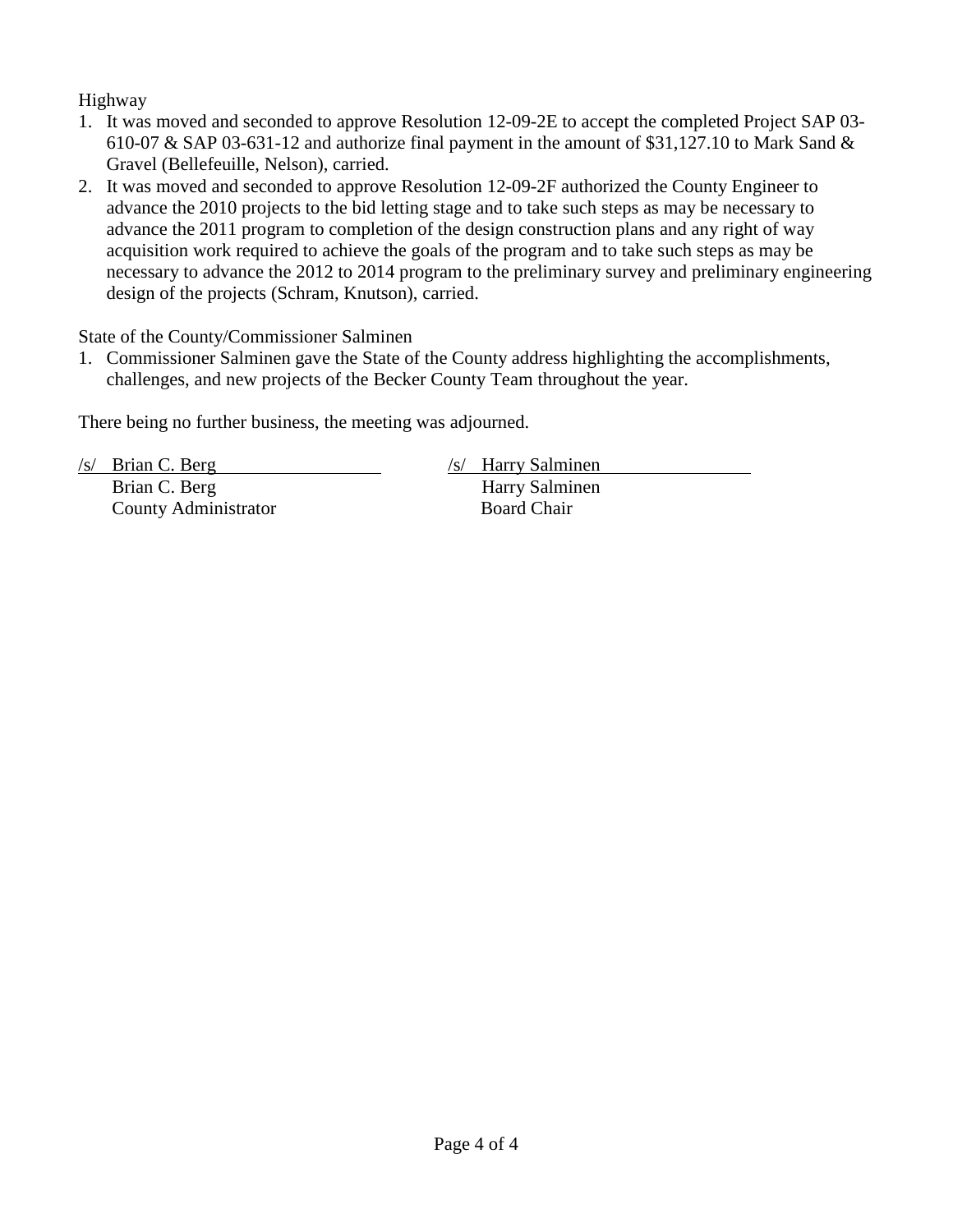Highway

1. It was moved and seconded to approve Resolution 12-09-2E to accept the completed Project SAP 03-610-07 & SAP 03-631-12 and authorize final payment in the amount of $31,127.10 to Mark Sand & Gravel (Bellefeuille, Nelson), carried.
2. It was moved and seconded to approve Resolution 12-09-2F authorized the County Engineer to advance the 2010 projects to the bid letting stage and to take such steps as may be necessary to advance the 2011 program to completion of the design construction plans and any right of way acquisition work required to achieve the goals of the program and to take such steps as may be necessary to advance the 2012 to 2014 program to the preliminary survey and preliminary engineering design of the projects (Schram, Knutson), carried.

State of the County/Commissioner Salminen

1. Commissioner Salminen gave the State of the County address highlighting the accomplishments, challenges, and new projects of the Becker County Team throughout the year.

There being no further business, the meeting was adjourned.

/s/ Brian C. Berg
Brian C. Berg
County Administrator

/s/ Harry Salminen
Harry Salminen
Board Chair